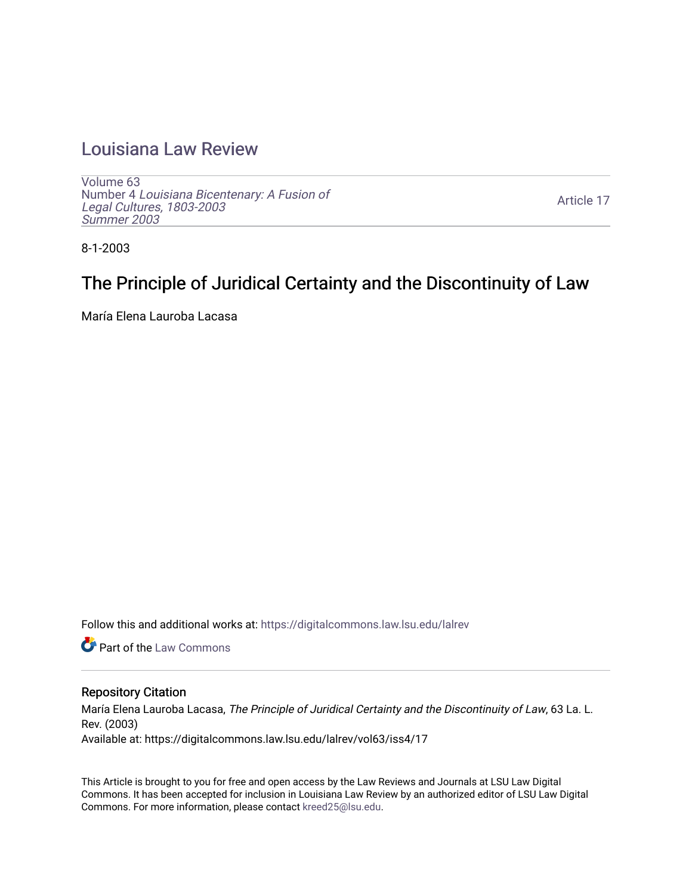# Louisiana Law Review

Volume 63
Number 4 *Louisiana Bicentenary: A Fusion of Legal Cultures, 1803-2003*
*Summer 2003*

Article 17

8-1-2003

## The Principle of Juridical Certainty and the Discontinuity of Law

María Elena Lauroba Lacasa

Follow this and additional works at: https://digitalcommons.law.lsu.edu/lalrev

Part of the Law Commons

### Repository Citation

María Elena Lauroba Lacasa, *The Principle of Juridical Certainty and the Discontinuity of Law*, 63 La. L. Rev. (2003)
Available at: https://digitalcommons.law.lsu.edu/lalrev/vol63/iss4/17

This Article is brought to you for free and open access by the Law Reviews and Journals at LSU Law Digital Commons. It has been accepted for inclusion in Louisiana Law Review by an authorized editor of LSU Law Digital Commons. For more information, please contact kreed25@lsu.edu.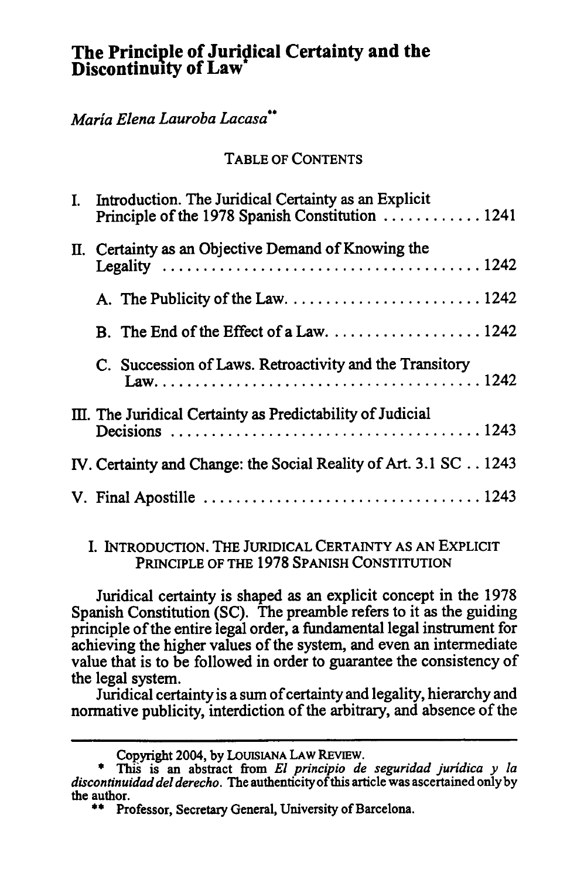# The Principle of Juridical Certainty and the Discontinuity of Law*

*María Elena Lauroba Lacasa***

TABLE OF CONTENTS

| | |
|---|---|
| I. Introduction. The Juridical Certainty as an Explicit Principle of the 1978 Spanish Constitution | 1241 |
| II. Certainty as an Objective Demand of Knowing the Legality | 1242 |
| A. The Publicity of the Law | 1242 |
| B. The End of the Effect of a Law | 1242 |
| C. Succession of Laws. Retroactivity and the Transitory Law | 1242 |
| III. The Juridical Certainty as Predictability of Judicial Decisions | 1243 |
| IV. Certainty and Change: the Social Reality of Art. 3.1 SC | 1243 |
| V. Final Apostille | 1243 |

## I. INTRODUCTION. THE JURIDICAL CERTAINTY AS AN EXPLICIT PRINCIPLE OF THE 1978 SPANISH CONSTITUTION

Juridical certainty is shaped as an explicit concept in the 1978 Spanish Constitution (SC). The preamble refers to it as the guiding principle of the entire legal order, a fundamental legal instrument for achieving the higher values of the system, and even an intermediate value that is to be followed in order to guarantee the consistency of the legal system.

Juridical certainty is a sum of certainty and legality, hierarchy and normative publicity, interdiction of the arbitrary, and absence of the

---

Copyright 2004, by LOUISIANA LAW REVIEW.

\* This is an abstract from *El principio de seguridad jurídica y la discontinuidad del derecho*. The authenticity of this article was ascertained only by the author.

\*\* Professor, Secretary General, University of Barcelona.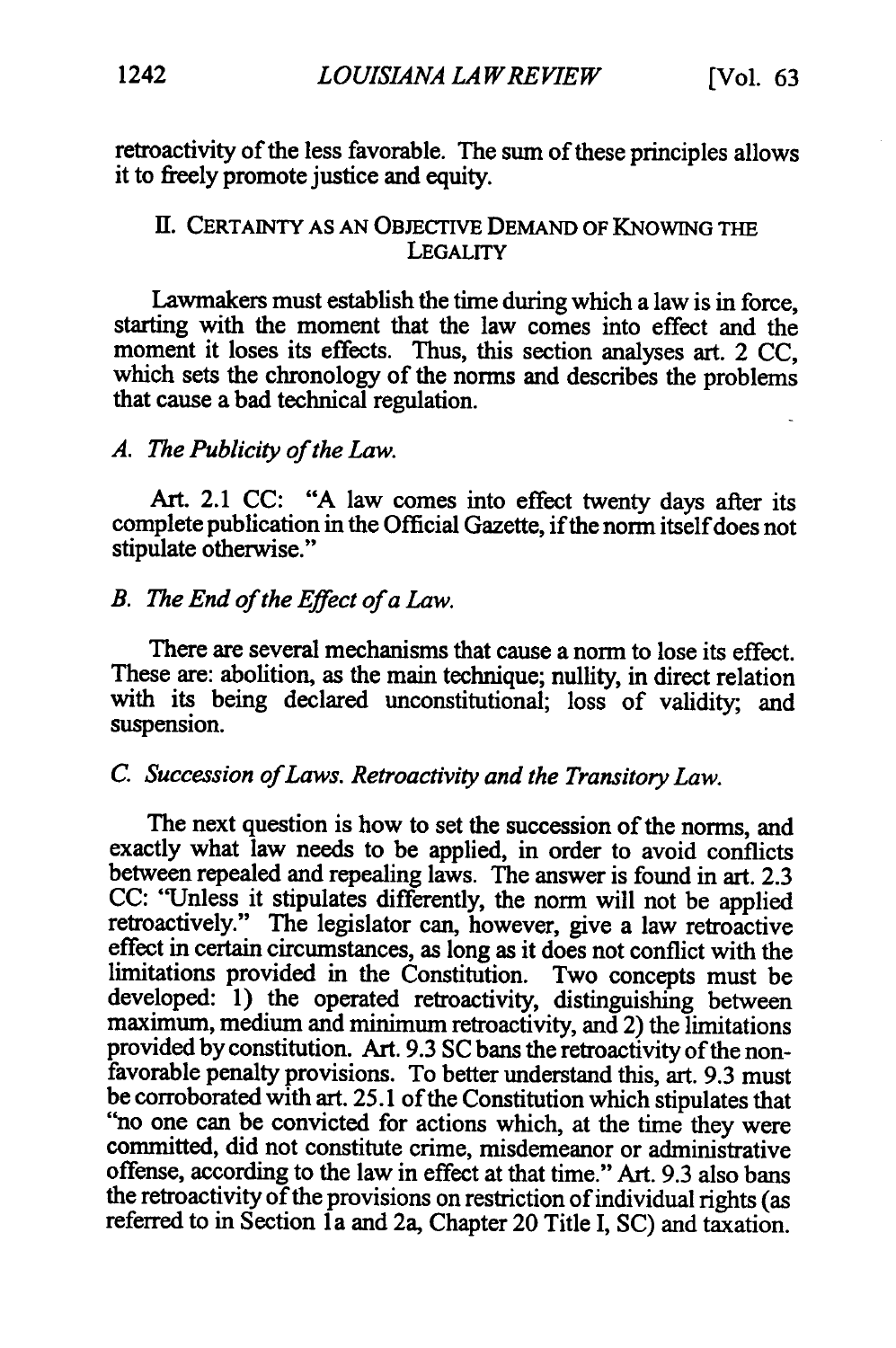retroactivity of the less favorable. The sum of these principles allows it to freely promote justice and equity.

## II. CERTAINTY AS AN OBJECTIVE DEMAND OF KNOWING THE LEGALITY

Lawmakers must establish the time during which a law is in force, starting with the moment that the law comes into effect and the moment it loses its effects. Thus, this section analyses art. 2 CC, which sets the chronology of the norms and describes the problems that cause a bad technical regulation.

### *A. The Publicity of the Law.*

Art. 2.1 CC: "A law comes into effect twenty days after its complete publication in the Official Gazette, if the norm itself does not stipulate otherwise."

### *B. The End of the Effect of a Law.*

There are several mechanisms that cause a norm to lose its effect. These are: abolition, as the main technique; nullity, in direct relation with its being declared unconstitutional; loss of validity; and suspension.

### *C. Succession of Laws. Retroactivity and the Transitory Law.*

The next question is how to set the succession of the norms, and exactly what law needs to be applied, in order to avoid conflicts between repealed and repealing laws. The answer is found in art. 2.3 CC: "Unless it stipulates differently, the norm will not be applied retroactively." The legislator can, however, give a law retroactive effect in certain circumstances, as long as it does not conflict with the limitations provided in the Constitution. Two concepts must be developed: 1) the operated retroactivity, distinguishing between maximum, medium and minimum retroactivity, and 2) the limitations provided by constitution. Art. 9.3 SC bans the retroactivity of the non-favorable penalty provisions. To better understand this, art. 9.3 must be corroborated with art. 25.1 of the Constitution which stipulates that "no one can be convicted for actions which, at the time they were committed, did not constitute crime, misdemeanor or administrative offense, according to the law in effect at that time." Art. 9.3 also bans the retroactivity of the provisions on restriction of individual rights (as referred to in Section 1a and 2a, Chapter 20 Title I, SC) and taxation.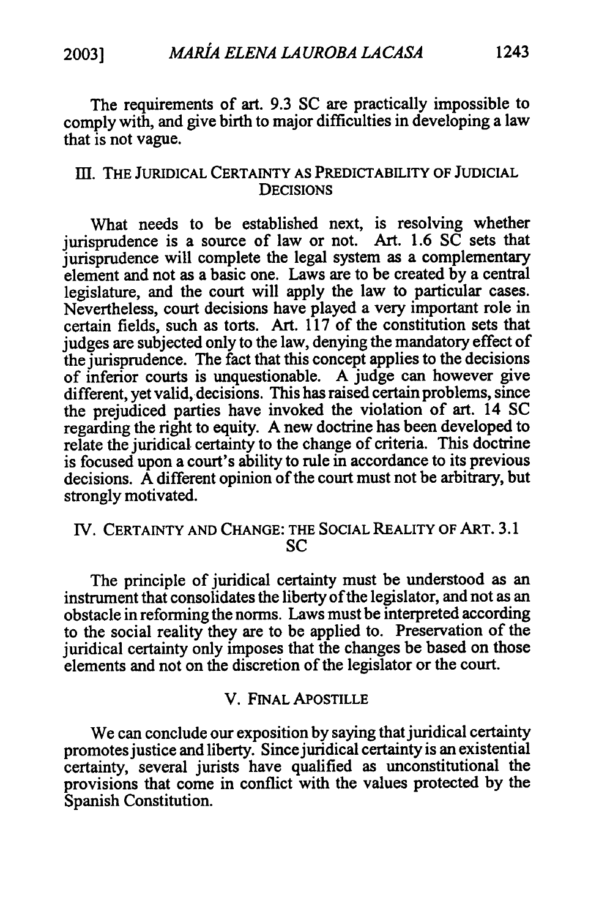The requirements of art. 9.3 SC are practically impossible to comply with, and give birth to major difficulties in developing a law that is not vague.

## III. THE JURIDICAL CERTAINTY AS PREDICTABILITY OF JUDICIAL DECISIONS

What needs to be established next, is resolving whether jurisprudence is a source of law or not. Art. 1.6 SC sets that jurisprudence will complete the legal system as a complementary element and not as a basic one. Laws are to be created by a central legislature, and the court will apply the law to particular cases. Nevertheless, court decisions have played a very important role in certain fields, such as torts. Art. 117 of the constitution sets that judges are subjected only to the law, denying the mandatory effect of the jurisprudence. The fact that this concept applies to the decisions of inferior courts is unquestionable. A judge can however give different, yet valid, decisions. This has raised certain problems, since the prejudiced parties have invoked the violation of art. 14 SC regarding the right to equity. A new doctrine has been developed to relate the juridical certainty to the change of criteria. This doctrine is focused upon a court's ability to rule in accordance to its previous decisions. A different opinion of the court must not be arbitrary, but strongly motivated.

## IV. CERTAINTY AND CHANGE: THE SOCIAL REALITY OF ART. 3.1 SC

The principle of juridical certainty must be understood as an instrument that consolidates the liberty of the legislator, and not as an obstacle in reforming the norms. Laws must be interpreted according to the social reality they are to be applied to. Preservation of the juridical certainty only imposes that the changes be based on those elements and not on the discretion of the legislator or the court.

## V. FINAL APOSTILLE

We can conclude our exposition by saying that juridical certainty promotes justice and liberty. Since juridical certainty is an existential certainty, several jurists have qualified as unconstitutional the provisions that come in conflict with the values protected by the Spanish Constitution.